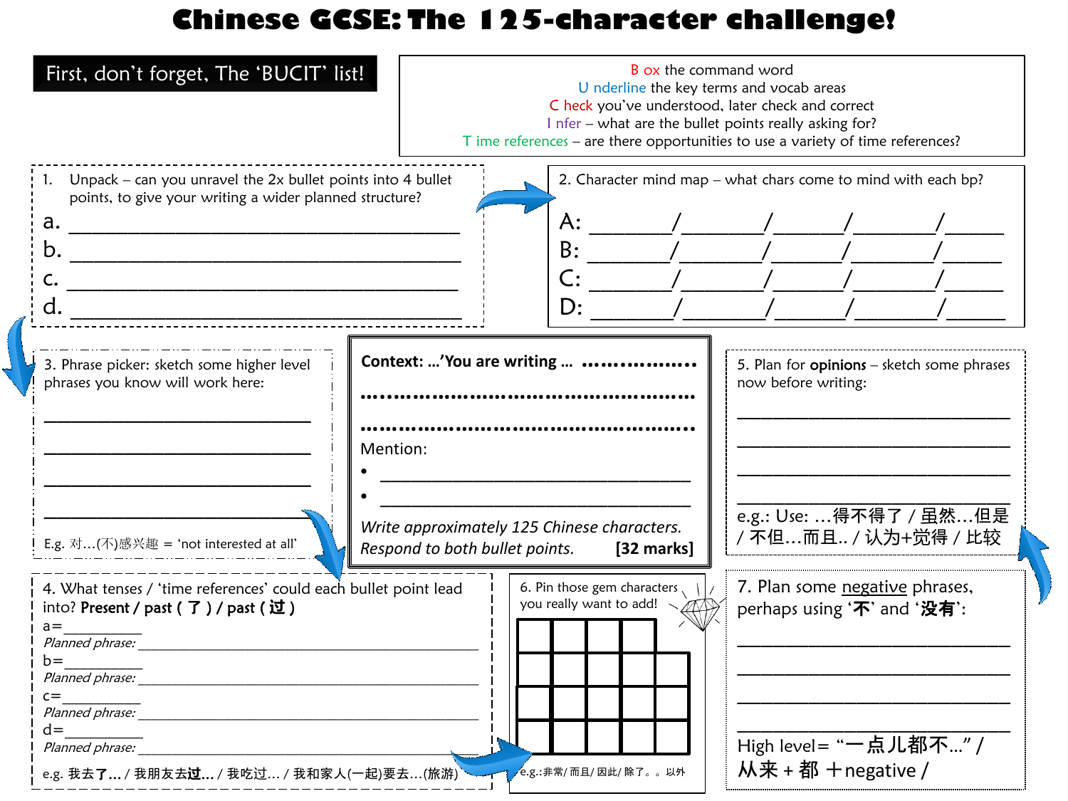# Chinese GCSE: The 125-character challenge!

**First, don't forget, The 'BUCIT' list!**

B ox the command word
U nderline the key terms and vocab areas
C heck you've understood, later check and correct
I nfer – what are the bullet points really asking for?
T ime references – are there opportunities to use a variety of time references?

1. Unpack – can you unravel the 2x bullet points into 4 bullet points, to give your writing a wider planned structure?

a. ________________________________________
b. ________________________________________
c. ________________________________________
d. ________________________________________

2. Character mind map – what chars come to mind with each bp?

A: ________/________/_______/________/______
B: ________/________/_______/________/______
C: ________/________/_______/________/______
D: ________/________/_______/________/______

3. Phrase picker: sketch some higher level phrases you know will work here:

______________________________
______________________________
______________________________
______________________________

E.g. 对...(不)感兴趣 = 'not interested at all'

**Context: ...'You are writing ...** ..................

..................................................

..................................................

Mention:

- ________________________________________
- ________________________________________

*Write approximately 125 Chinese characters.*
*Respond to both bullet points.* **[32 marks]**

5. Plan for **opinions** – sketch some phrases now before writing:

______________________________
______________________________
______________________________
______________________________

e.g.: Use: ...得不得了 / 虽然...但是 / 不但...而且.. / 认为+觉得 / 比较

4. What tenses / 'time references' could each bullet point lead into? **Present / past ( 了 ) / past ( 过 )**

a=__________
*Planned phrase:* ________________________________________
b=__________
*Planned phrase:* ________________________________________
c=__________
*Planned phrase:* ________________________________________
d=__________
*Planned phrase:* ________________________________________

e.g. 我去**了...** / 我朋友去**过...** / 我吃过... / 我和家人(一起)要去...(旅游)

6. Pin those gem characters you really want to add!

| | | | | |
|---|---|---|---|---|
| | | | | |
| | | | | |
| | | | | |

e.g.:非常/ 而且/ 因此/ 除了。。以外

7. Plan some negative phrases, perhaps using '**不**' and '**没有**':

______________________________
______________________________
______________________________
______________________________

High level= "一点儿都不..." / 从来 + 都 ＋negative /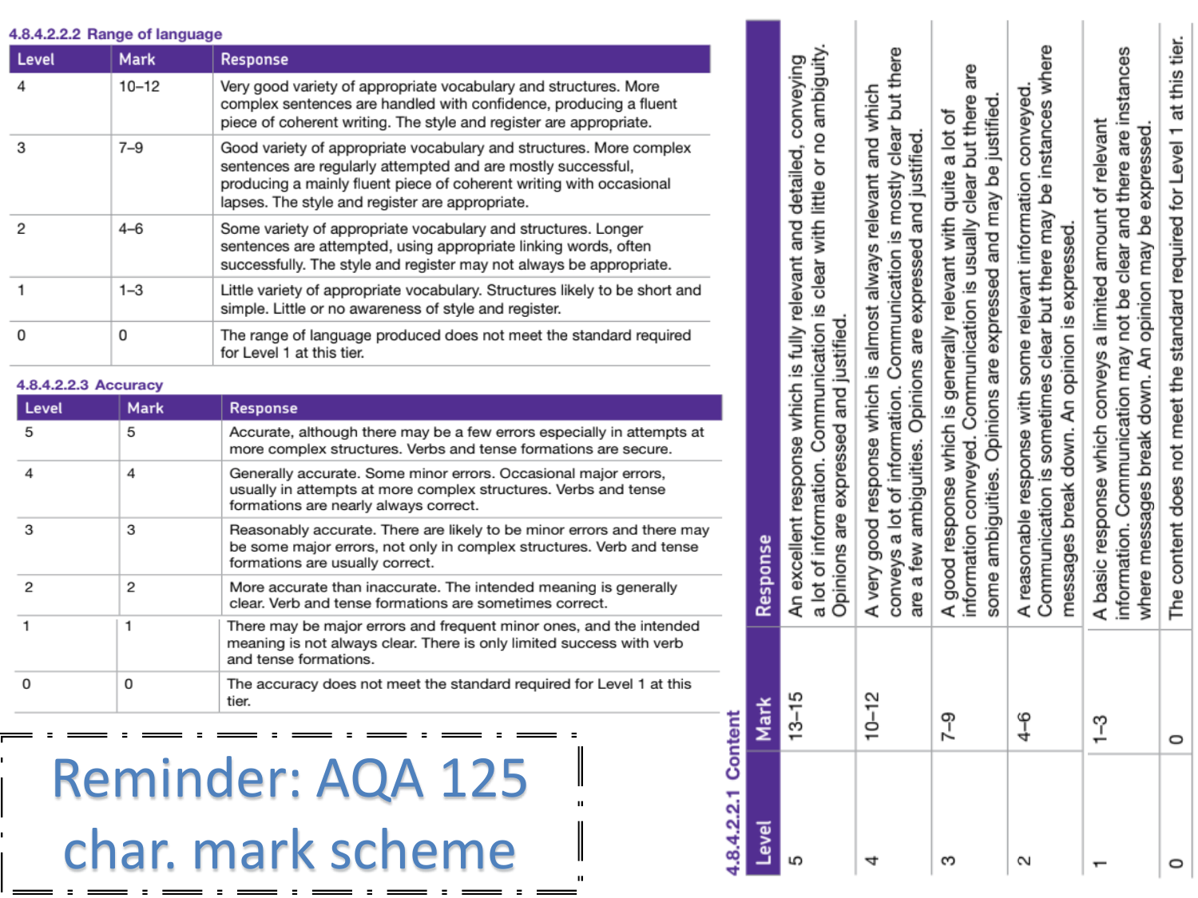#### 4.8.4.2.2.2 Range of language

| Level | Mark | Response |
| --- | --- | --- |
| 4 | 10–12 | Very good variety of appropriate vocabulary and structures. More complex sentences are handled with confidence, producing a fluent piece of coherent writing. The style and register are appropriate. |
| 3 | 7–9 | Good variety of appropriate vocabulary and structures. More complex sentences are regularly attempted and are mostly successful, producing a mainly fluent piece of coherent writing with occasional lapses. The style and register are appropriate. |
| 2 | 4–6 | Some variety of appropriate vocabulary and structures. Longer sentences are attempted, using appropriate linking words, often successfully. The style and register may not always be appropriate. |
| 1 | 1–3 | Little variety of appropriate vocabulary. Structures likely to be short and simple. Little or no awareness of style and register. |
| 0 | 0 | The range of language produced does not meet the standard required for Level 1 at this tier. |

#### 4.8.4.2.2.3 Accuracy

| Level | Mark | Response |
| --- | --- | --- |
| 5 | 5 | Accurate, although there may be a few errors especially in attempts at more complex structures. Verbs and tense formations are secure. |
| 4 | 4 | Generally accurate. Some minor errors. Occasional major errors, usually in attempts at more complex structures. Verbs and tense formations are nearly always correct. |
| 3 | 3 | Reasonably accurate. There are likely to be minor errors and there may be some major errors, not only in complex structures. Verb and tense formations are usually correct. |
| 2 | 2 | More accurate than inaccurate. The intended meaning is generally clear. Verb and tense formations are sometimes correct. |
| 1 | 1 | There may be major errors and frequent minor ones, and the intended meaning is not always clear. There is only limited success with verb and tense formations. |
| 0 | 0 | The accuracy does not meet the standard required for Level 1 at this tier. |

Reminder: AQA 125 char. mark scheme

#### 4.8.4.2.2.1 Content

| Level | Mark | Response |
| --- | --- | --- |
| 5 | 13–15 | An excellent response which is fully relevant and detailed, conveying a lot of information. Communication is clear with little or no ambiguity. Opinions are expressed and justified. |
| 4 | 10–12 | A very good response which is almost always relevant and which conveys a lot of information. Communication is mostly clear but there are a few ambiguities. Opinions are expressed and justified. |
| 3 | 7–9 | A good response which is generally relevant with quite a lot of information conveyed. Communication is usually clear but there are some ambiguities. Opinions are expressed and may be justified. |
| 2 | 4–6 | A reasonable response with some relevant information conveyed. Communication is sometimes clear but there may be instances where messages break down. An opinion is expressed. |
| 1 | 1–3 | A basic response which conveys a limited amount of relevant information. Communication may not be clear and there are instances where messages break down. An opinion may be expressed. |
| 0 | 0 | The content does not meet the standard required for Level 1 at this tier. |